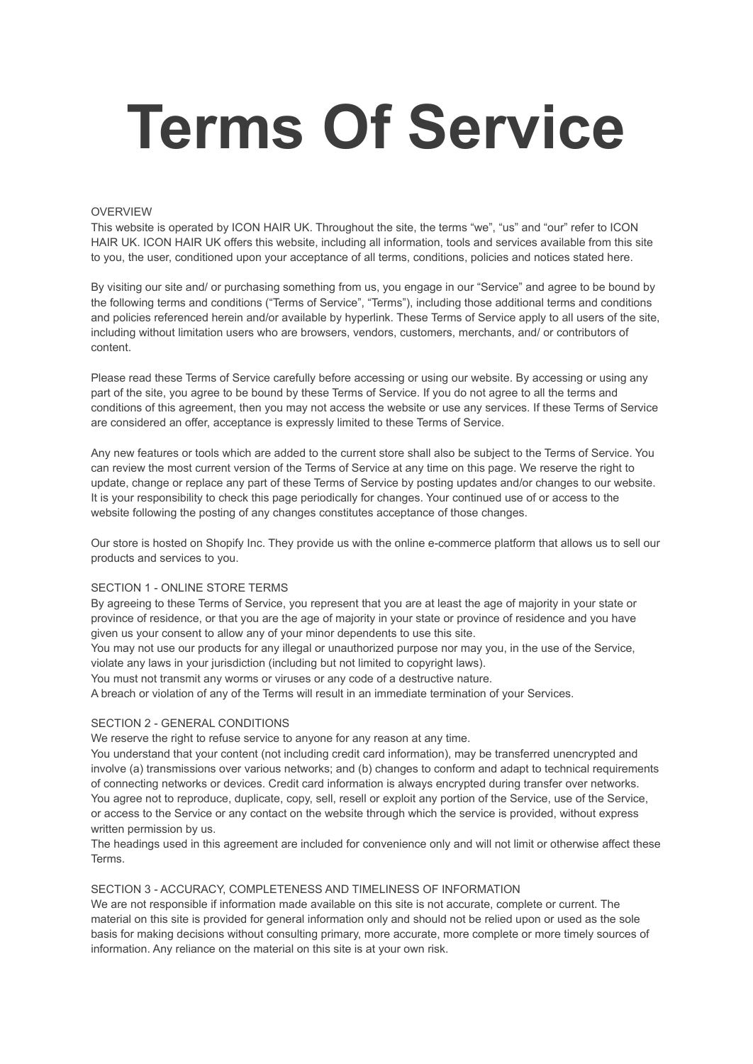# Terms Of Service

OVERVIEW
This website is operated by ICON HAIR UK. Throughout the site, the terms “we”, “us” and “our” refer to ICON HAIR UK. ICON HAIR UK offers this website, including all information, tools and services available from this site to you, the user, conditioned upon your acceptance of all terms, conditions, policies and notices stated here.

By visiting our site and/ or purchasing something from us, you engage in our “Service” and agree to be bound by the following terms and conditions (“Terms of Service”, “Terms”), including those additional terms and conditions and policies referenced herein and/or available by hyperlink. These Terms of Service apply to all users of the site, including without limitation users who are browsers, vendors, customers, merchants, and/ or contributors of content.

Please read these Terms of Service carefully before accessing or using our website. By accessing or using any part of the site, you agree to be bound by these Terms of Service. If you do not agree to all the terms and conditions of this agreement, then you may not access the website or use any services. If these Terms of Service are considered an offer, acceptance is expressly limited to these Terms of Service.

Any new features or tools which are added to the current store shall also be subject to the Terms of Service. You can review the most current version of the Terms of Service at any time on this page. We reserve the right to update, change or replace any part of these Terms of Service by posting updates and/or changes to our website. It is your responsibility to check this page periodically for changes. Your continued use of or access to the website following the posting of any changes constitutes acceptance of those changes.

Our store is hosted on Shopify Inc. They provide us with the online e-commerce platform that allows us to sell our products and services to you.

SECTION 1 - ONLINE STORE TERMS
By agreeing to these Terms of Service, you represent that you are at least the age of majority in your state or province of residence, or that you are the age of majority in your state or province of residence and you have given us your consent to allow any of your minor dependents to use this site.
You may not use our products for any illegal or unauthorized purpose nor may you, in the use of the Service, violate any laws in your jurisdiction (including but not limited to copyright laws).
You must not transmit any worms or viruses or any code of a destructive nature.
A breach or violation of any of the Terms will result in an immediate termination of your Services.

SECTION 2 - GENERAL CONDITIONS
We reserve the right to refuse service to anyone for any reason at any time.
You understand that your content (not including credit card information), may be transferred unencrypted and involve (a) transmissions over various networks; and (b) changes to conform and adapt to technical requirements of connecting networks or devices. Credit card information is always encrypted during transfer over networks.
You agree not to reproduce, duplicate, copy, sell, resell or exploit any portion of the Service, use of the Service, or access to the Service or any contact on the website through which the service is provided, without express written permission by us.
The headings used in this agreement are included for convenience only and will not limit or otherwise affect these Terms.

SECTION 3 - ACCURACY, COMPLETENESS AND TIMELINESS OF INFORMATION
We are not responsible if information made available on this site is not accurate, complete or current. The material on this site is provided for general information only and should not be relied upon or used as the sole basis for making decisions without consulting primary, more accurate, more complete or more timely sources of information. Any reliance on the material on this site is at your own risk.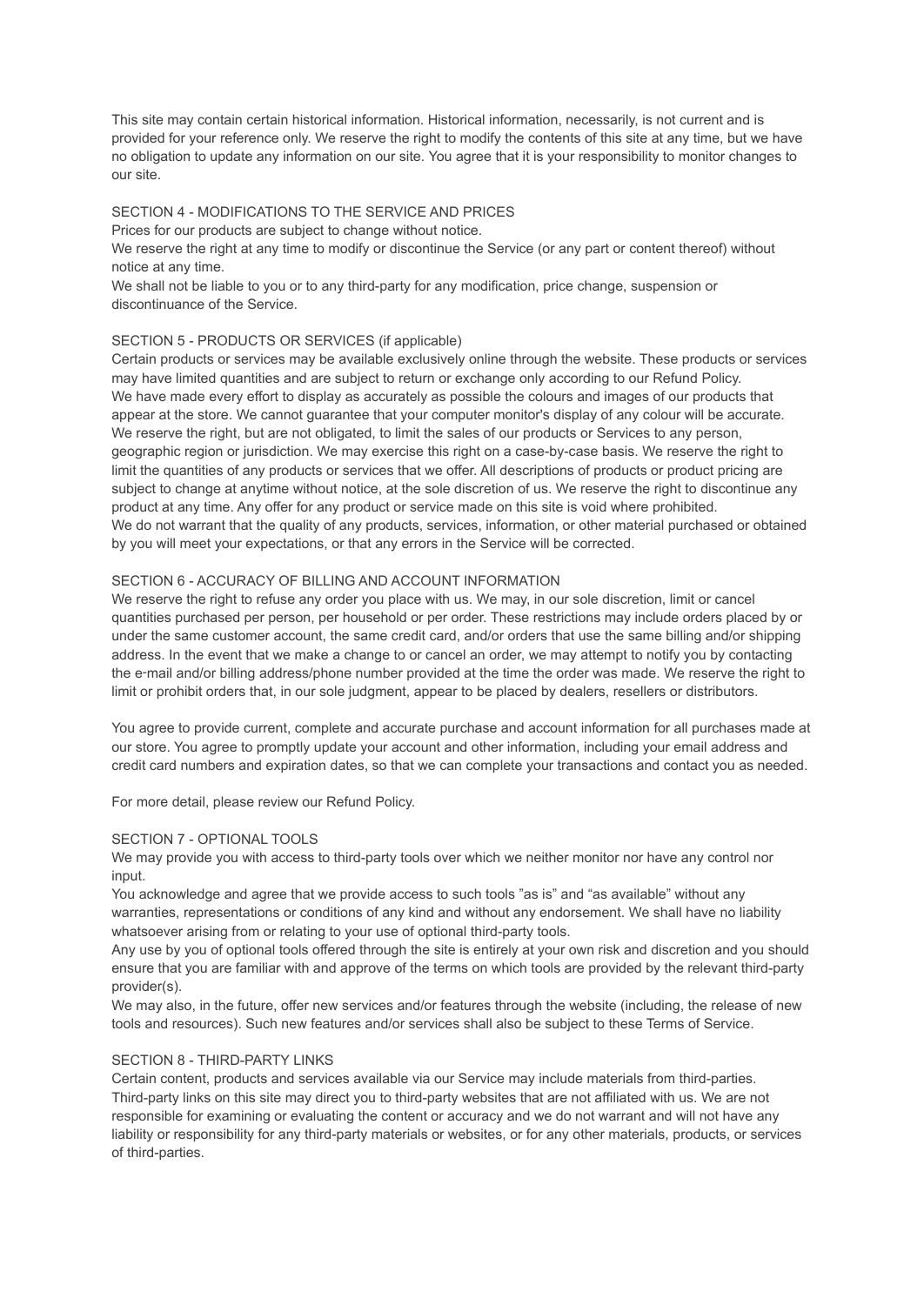This site may contain certain historical information. Historical information, necessarily, is not current and is provided for your reference only. We reserve the right to modify the contents of this site at any time, but we have no obligation to update any information on our site. You agree that it is your responsibility to monitor changes to our site.

## SECTION 4 - MODIFICATIONS TO THE SERVICE AND PRICES

Prices for our products are subject to change without notice.

We reserve the right at any time to modify or discontinue the Service (or any part or content thereof) without notice at any time.

We shall not be liable to you or to any third-party for any modification, price change, suspension or discontinuance of the Service.

## SECTION 5 - PRODUCTS OR SERVICES (if applicable)

Certain products or services may be available exclusively online through the website. These products or services may have limited quantities and are subject to return or exchange only according to our Refund Policy.

We have made every effort to display as accurately as possible the colours and images of our products that appear at the store. We cannot guarantee that your computer monitor's display of any colour will be accurate.

We reserve the right, but are not obligated, to limit the sales of our products or Services to any person, geographic region or jurisdiction. We may exercise this right on a case-by-case basis. We reserve the right to limit the quantities of any products or services that we offer. All descriptions of products or product pricing are subject to change at anytime without notice, at the sole discretion of us. We reserve the right to discontinue any product at any time. Any offer for any product or service made on this site is void where prohibited.

We do not warrant that the quality of any products, services, information, or other material purchased or obtained by you will meet your expectations, or that any errors in the Service will be corrected.

## SECTION 6 - ACCURACY OF BILLING AND ACCOUNT INFORMATION

We reserve the right to refuse any order you place with us. We may, in our sole discretion, limit or cancel quantities purchased per person, per household or per order. These restrictions may include orders placed by or under the same customer account, the same credit card, and/or orders that use the same billing and/or shipping address. In the event that we make a change to or cancel an order, we may attempt to notify you by contacting the e-mail and/or billing address/phone number provided at the time the order was made. We reserve the right to limit or prohibit orders that, in our sole judgment, appear to be placed by dealers, resellers or distributors.

You agree to provide current, complete and accurate purchase and account information for all purchases made at our store. You agree to promptly update your account and other information, including your email address and credit card numbers and expiration dates, so that we can complete your transactions and contact you as needed.

For more detail, please review our Refund Policy.

## SECTION 7 - OPTIONAL TOOLS

We may provide you with access to third-party tools over which we neither monitor nor have any control nor input.

You acknowledge and agree that we provide access to such tools "as is" and "as available" without any warranties, representations or conditions of any kind and without any endorsement. We shall have no liability whatsoever arising from or relating to your use of optional third-party tools.

Any use by you of optional tools offered through the site is entirely at your own risk and discretion and you should ensure that you are familiar with and approve of the terms on which tools are provided by the relevant third-party provider(s).

We may also, in the future, offer new services and/or features through the website (including, the release of new tools and resources). Such new features and/or services shall also be subject to these Terms of Service.

## SECTION 8 - THIRD-PARTY LINKS

Certain content, products and services available via our Service may include materials from third-parties.

Third-party links on this site may direct you to third-party websites that are not affiliated with us. We are not responsible for examining or evaluating the content or accuracy and we do not warrant and will not have any liability or responsibility for any third-party materials or websites, or for any other materials, products, or services of third-parties.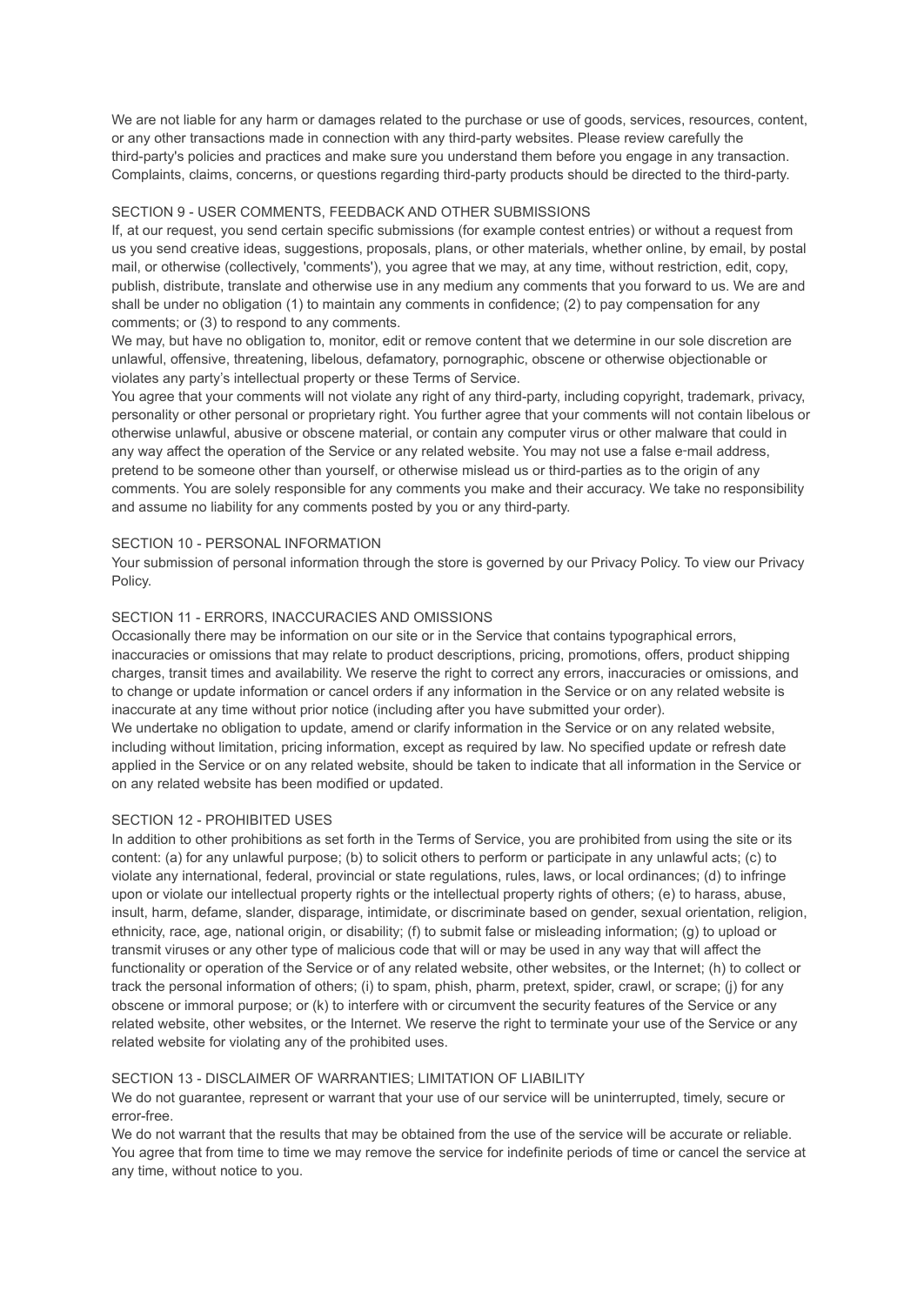We are not liable for any harm or damages related to the purchase or use of goods, services, resources, content, or any other transactions made in connection with any third-party websites. Please review carefully the third-party's policies and practices and make sure you understand them before you engage in any transaction. Complaints, claims, concerns, or questions regarding third-party products should be directed to the third-party.

## SECTION 9 - USER COMMENTS, FEEDBACK AND OTHER SUBMISSIONS

If, at our request, you send certain specific submissions (for example contest entries) or without a request from us you send creative ideas, suggestions, proposals, plans, or other materials, whether online, by email, by postal mail, or otherwise (collectively, 'comments'), you agree that we may, at any time, without restriction, edit, copy, publish, distribute, translate and otherwise use in any medium any comments that you forward to us. We are and shall be under no obligation (1) to maintain any comments in confidence; (2) to pay compensation for any comments; or (3) to respond to any comments.

We may, but have no obligation to, monitor, edit or remove content that we determine in our sole discretion are unlawful, offensive, threatening, libelous, defamatory, pornographic, obscene or otherwise objectionable or violates any party's intellectual property or these Terms of Service.

You agree that your comments will not violate any right of any third-party, including copyright, trademark, privacy, personality or other personal or proprietary right. You further agree that your comments will not contain libelous or otherwise unlawful, abusive or obscene material, or contain any computer virus or other malware that could in any way affect the operation of the Service or any related website. You may not use a false e-mail address, pretend to be someone other than yourself, or otherwise mislead us or third-parties as to the origin of any comments. You are solely responsible for any comments you make and their accuracy. We take no responsibility and assume no liability for any comments posted by you or any third-party.

## SECTION 10 - PERSONAL INFORMATION

Your submission of personal information through the store is governed by our Privacy Policy. To view our Privacy Policy.

## SECTION 11 - ERRORS, INACCURACIES AND OMISSIONS

Occasionally there may be information on our site or in the Service that contains typographical errors, inaccuracies or omissions that may relate to product descriptions, pricing, promotions, offers, product shipping charges, transit times and availability. We reserve the right to correct any errors, inaccuracies or omissions, and to change or update information or cancel orders if any information in the Service or on any related website is inaccurate at any time without prior notice (including after you have submitted your order).

We undertake no obligation to update, amend or clarify information in the Service or on any related website, including without limitation, pricing information, except as required by law. No specified update or refresh date applied in the Service or on any related website, should be taken to indicate that all information in the Service or on any related website has been modified or updated.

## SECTION 12 - PROHIBITED USES

In addition to other prohibitions as set forth in the Terms of Service, you are prohibited from using the site or its content: (a) for any unlawful purpose; (b) to solicit others to perform or participate in any unlawful acts; (c) to violate any international, federal, provincial or state regulations, rules, laws, or local ordinances; (d) to infringe upon or violate our intellectual property rights or the intellectual property rights of others; (e) to harass, abuse, insult, harm, defame, slander, disparage, intimidate, or discriminate based on gender, sexual orientation, religion, ethnicity, race, age, national origin, or disability; (f) to submit false or misleading information; (g) to upload or transmit viruses or any other type of malicious code that will or may be used in any way that will affect the functionality or operation of the Service or of any related website, other websites, or the Internet; (h) to collect or track the personal information of others; (i) to spam, phish, pharm, pretext, spider, crawl, or scrape; (j) for any obscene or immoral purpose; or (k) to interfere with or circumvent the security features of the Service or any related website, other websites, or the Internet. We reserve the right to terminate your use of the Service or any related website for violating any of the prohibited uses.

## SECTION 13 - DISCLAIMER OF WARRANTIES; LIMITATION OF LIABILITY

We do not guarantee, represent or warrant that your use of our service will be uninterrupted, timely, secure or error-free.

We do not warrant that the results that may be obtained from the use of the service will be accurate or reliable.

You agree that from time to time we may remove the service for indefinite periods of time or cancel the service at any time, without notice to you.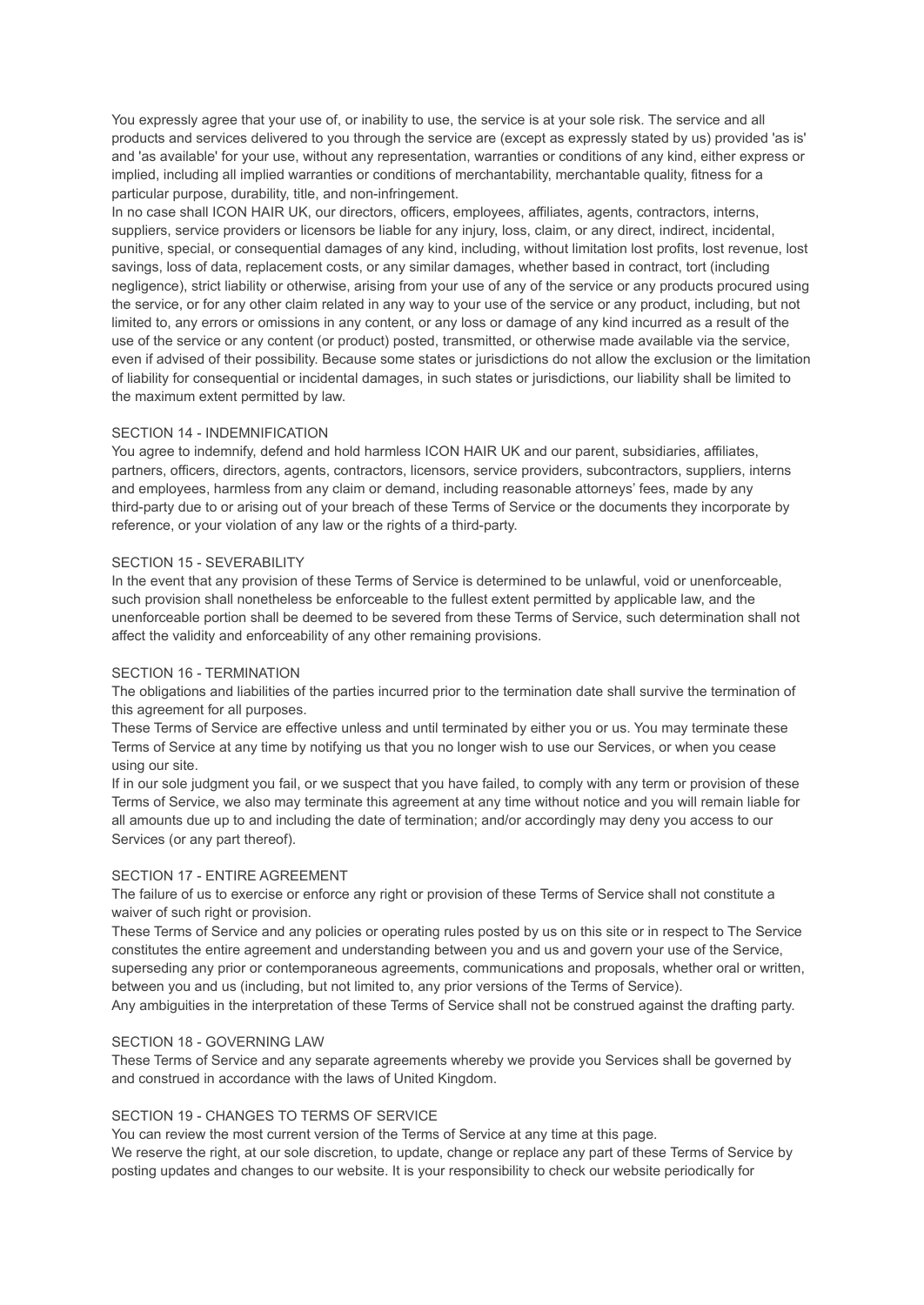You expressly agree that your use of, or inability to use, the service is at your sole risk. The service and all products and services delivered to you through the service are (except as expressly stated by us) provided 'as is' and 'as available' for your use, without any representation, warranties or conditions of any kind, either express or implied, including all implied warranties or conditions of merchantability, merchantable quality, fitness for a particular purpose, durability, title, and non-infringement.

In no case shall ICON HAIR UK, our directors, officers, employees, affiliates, agents, contractors, interns, suppliers, service providers or licensors be liable for any injury, loss, claim, or any direct, indirect, incidental, punitive, special, or consequential damages of any kind, including, without limitation lost profits, lost revenue, lost savings, loss of data, replacement costs, or any similar damages, whether based in contract, tort (including negligence), strict liability or otherwise, arising from your use of any of the service or any products procured using the service, or for any other claim related in any way to your use of the service or any product, including, but not limited to, any errors or omissions in any content, or any loss or damage of any kind incurred as a result of the use of the service or any content (or product) posted, transmitted, or otherwise made available via the service, even if advised of their possibility. Because some states or jurisdictions do not allow the exclusion or the limitation of liability for consequential or incidental damages, in such states or jurisdictions, our liability shall be limited to the maximum extent permitted by law.

## SECTION 14 - INDEMNIFICATION

You agree to indemnify, defend and hold harmless ICON HAIR UK and our parent, subsidiaries, affiliates, partners, officers, directors, agents, contractors, licensors, service providers, subcontractors, suppliers, interns and employees, harmless from any claim or demand, including reasonable attorneys' fees, made by any third-party due to or arising out of your breach of these Terms of Service or the documents they incorporate by reference, or your violation of any law or the rights of a third-party.

## SECTION 15 - SEVERABILITY

In the event that any provision of these Terms of Service is determined to be unlawful, void or unenforceable, such provision shall nonetheless be enforceable to the fullest extent permitted by applicable law, and the unenforceable portion shall be deemed to be severed from these Terms of Service, such determination shall not affect the validity and enforceability of any other remaining provisions.

## SECTION 16 - TERMINATION

The obligations and liabilities of the parties incurred prior to the termination date shall survive the termination of this agreement for all purposes.

These Terms of Service are effective unless and until terminated by either you or us. You may terminate these Terms of Service at any time by notifying us that you no longer wish to use our Services, or when you cease using our site.

If in our sole judgment you fail, or we suspect that you have failed, to comply with any term or provision of these Terms of Service, we also may terminate this agreement at any time without notice and you will remain liable for all amounts due up to and including the date of termination; and/or accordingly may deny you access to our Services (or any part thereof).

## SECTION 17 - ENTIRE AGREEMENT

The failure of us to exercise or enforce any right or provision of these Terms of Service shall not constitute a waiver of such right or provision.

These Terms of Service and any policies or operating rules posted by us on this site or in respect to The Service constitutes the entire agreement and understanding between you and us and govern your use of the Service, superseding any prior or contemporaneous agreements, communications and proposals, whether oral or written, between you and us (including, but not limited to, any prior versions of the Terms of Service).

Any ambiguities in the interpretation of these Terms of Service shall not be construed against the drafting party.

## SECTION 18 - GOVERNING LAW

These Terms of Service and any separate agreements whereby we provide you Services shall be governed by and construed in accordance with the laws of United Kingdom.

## SECTION 19 - CHANGES TO TERMS OF SERVICE

You can review the most current version of the Terms of Service at any time at this page.

We reserve the right, at our sole discretion, to update, change or replace any part of these Terms of Service by posting updates and changes to our website. It is your responsibility to check our website periodically for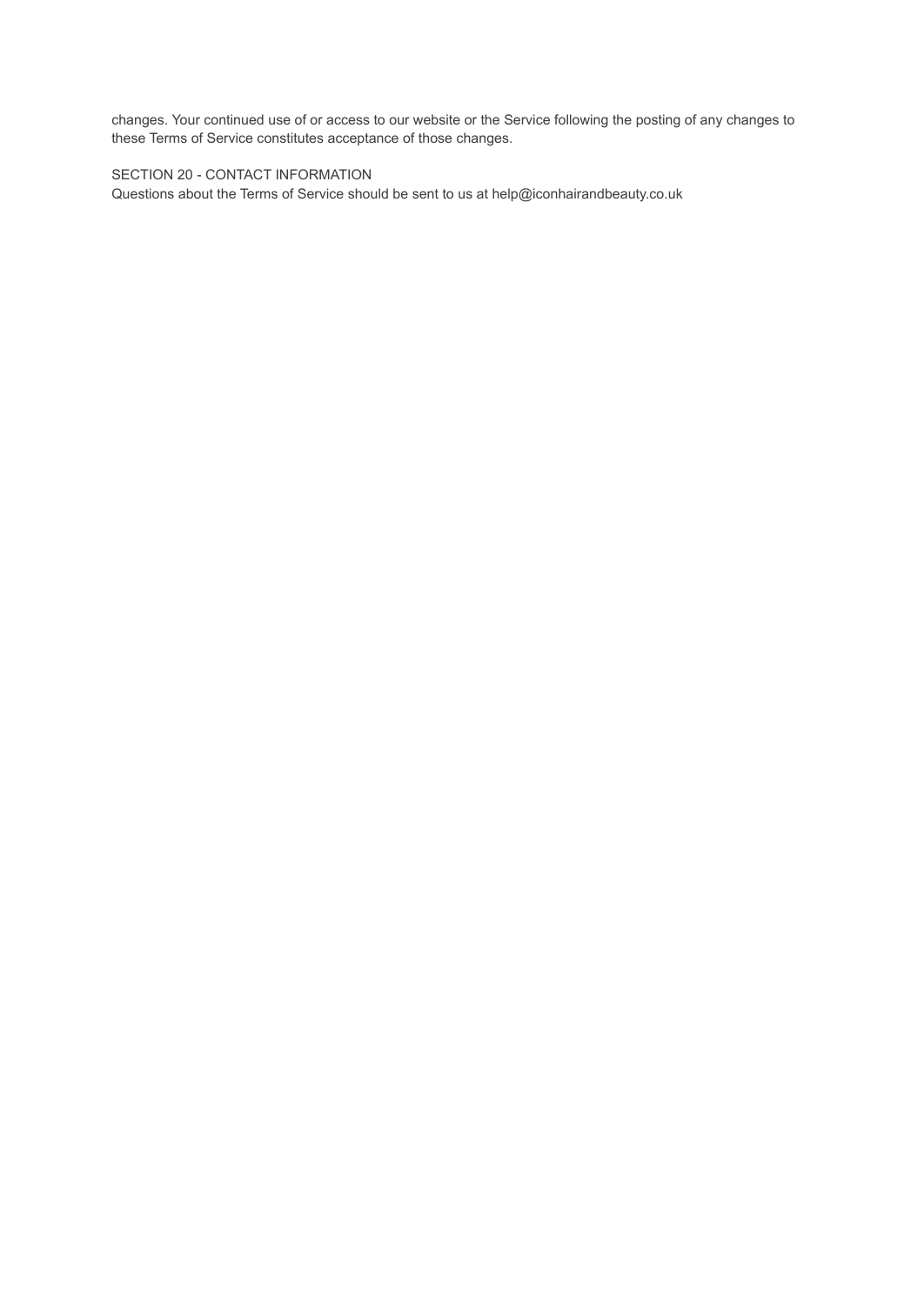changes. Your continued use of or access to our website or the Service following the posting of any changes to these Terms of Service constitutes acceptance of those changes.

SECTION 20 - CONTACT INFORMATION

Questions about the Terms of Service should be sent to us at help@iconhairandbeauty.co.uk